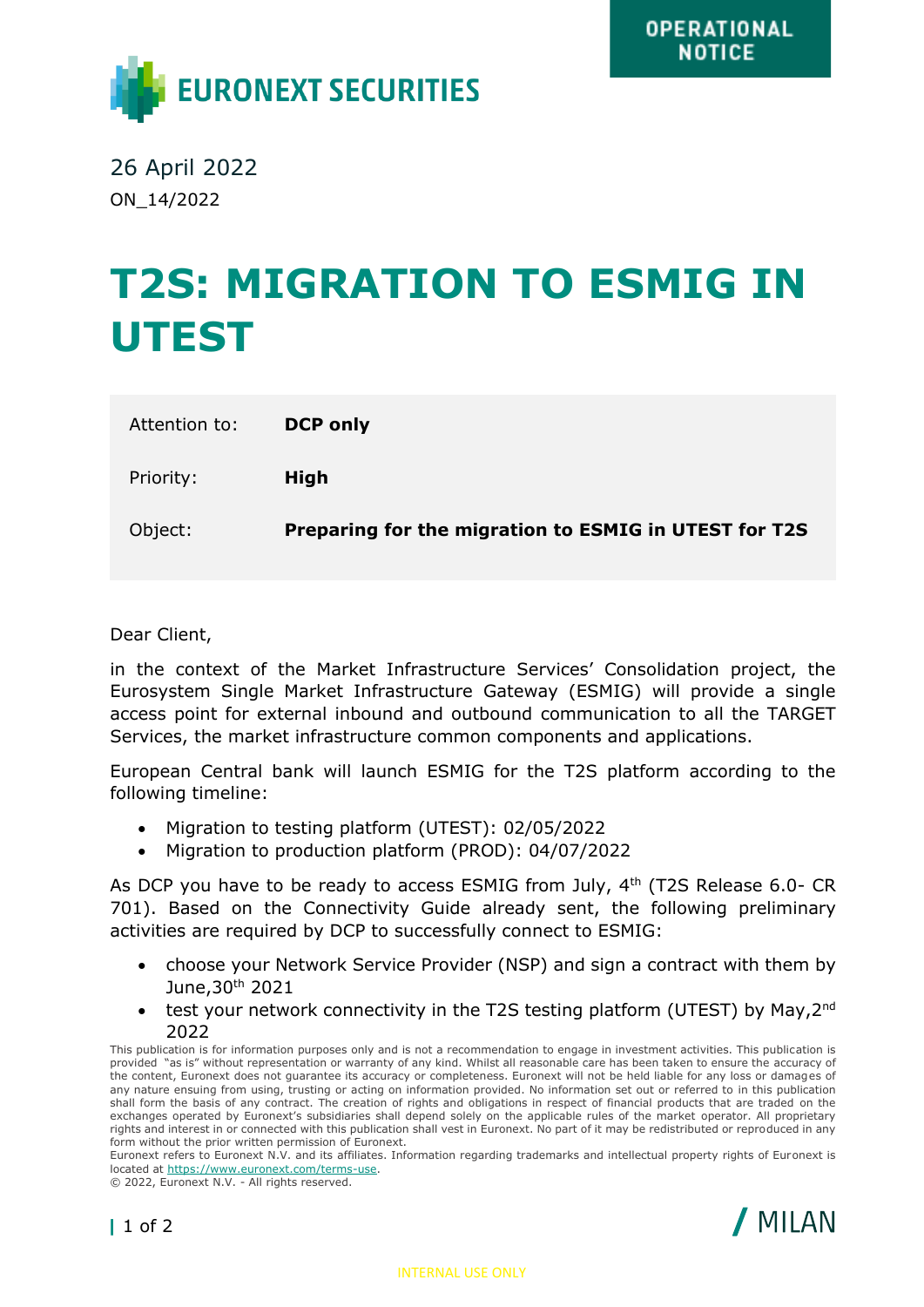OPERATIONAL NOTICE

EURONEXT SECURITIES

26 April 2022

ON_14/2022

# T2S: MIGRATION TO ESMIG IN UTEST

| | |
|---|---|
| Attention to: | **DCP only** |
| Priority: | **High** |
| Object: | **Preparing for the migration to ESMIG in UTEST for T2S** |

Dear Client,

in the context of the Market Infrastructure Services' Consolidation project, the Eurosystem Single Market Infrastructure Gateway (ESMIG) will provide a single access point for external inbound and outbound communication to all the TARGET Services, the market infrastructure common components and applications.

European Central bank will launch ESMIG for the T2S platform according to the following timeline:

- Migration to testing platform (UTEST): 02/05/2022
- Migration to production platform (PROD): 04/07/2022

As DCP you have to be ready to access ESMIG from July, 4th (T2S Release 6.0- CR 701). Based on the Connectivity Guide already sent, the following preliminary activities are required by DCP to successfully connect to ESMIG:

- choose your Network Service Provider (NSP) and sign a contract with them by June,30th 2021
- test your network connectivity in the T2S testing platform (UTEST) by May,2nd 2022

This publication is for information purposes only and is not a recommendation to engage in investment activities. This publication is provided "as is" without representation or warranty of any kind. Whilst all reasonable care has been taken to ensure the accuracy of the content, Euronext does not guarantee its accuracy or completeness. Euronext will not be held liable for any loss or damages of any nature ensuing from using, trusting or acting on information provided. No information set out or referred to in this publication shall form the basis of any contract. The creation of rights and obligations in respect of financial products that are traded on the exchanges operated by Euronext's subsidiaries shall depend solely on the applicable rules of the market operator. All proprietary rights and interest in or connected with this publication shall vest in Euronext. No part of it may be redistributed or reproduced in any form without the prior written permission of Euronext.
Euronext refers to Euronext N.V. and its affiliates. Information regarding trademarks and intellectual property rights of Euronext is located at https://www.euronext.com/terms-use.
© 2022, Euronext N.V. - All rights reserved.

MILAN

INTERNAL USE ONLY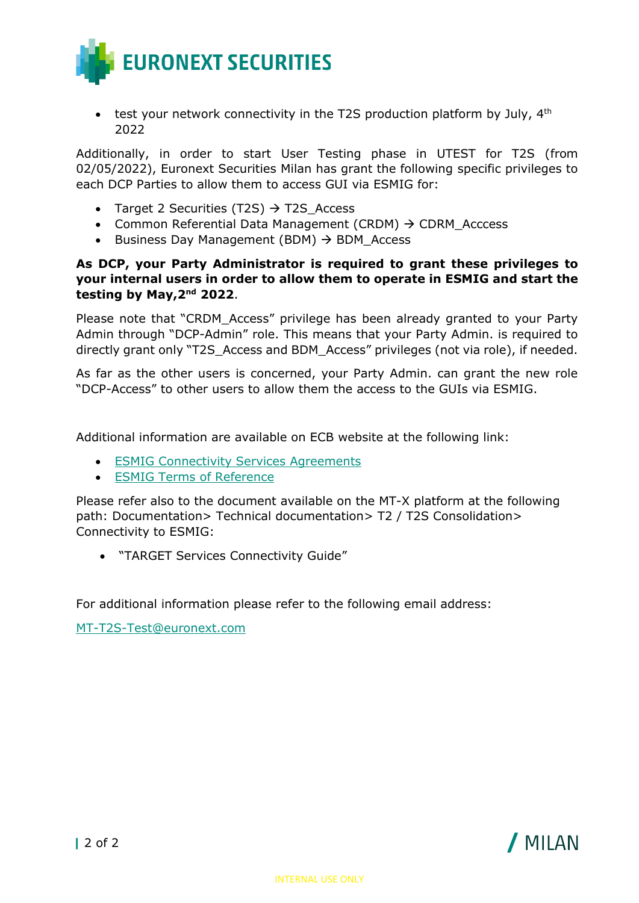- test your network connectivity in the T2S production platform by July, 4th 2022

Additionally, in order to start User Testing phase in UTEST for T2S (from 02/05/2022), Euronext Securities Milan has grant the following specific privileges to each DCP Parties to allow them to access GUI via ESMIG for:

- Target 2 Securities (T2S) → T2S_Access
- Common Referential Data Management (CRDM) → CDRM_Acccess
- Business Day Management (BDM) → BDM_Access

**As DCP, your Party Administrator is required to grant these privileges to your internal users in order to allow them to operate in ESMIG and start the testing by May,2nd 2022**.

Please note that "CRDM_Access" privilege has been already granted to your Party Admin through "DCP-Admin" role. This means that your Party Admin. is required to directly grant only "T2S_Access and BDM_Access" privileges (not via role), if needed.

As far as the other users is concerned, your Party Admin. can grant the new role "DCP-Access" to other users to allow them the access to the GUIs via ESMIG.

Additional information are available on ECB website at the following link:

- ESMIG Connectivity Services Agreements
- ESMIG Terms of Reference

Please refer also to the document available on the MT-X platform at the following path: Documentation> Technical documentation> T2 / T2S Consolidation> Connectivity to ESMIG:

- "TARGET Services Connectivity Guide"

For additional information please refer to the following email address:

MT-T2S-Test@euronext.com